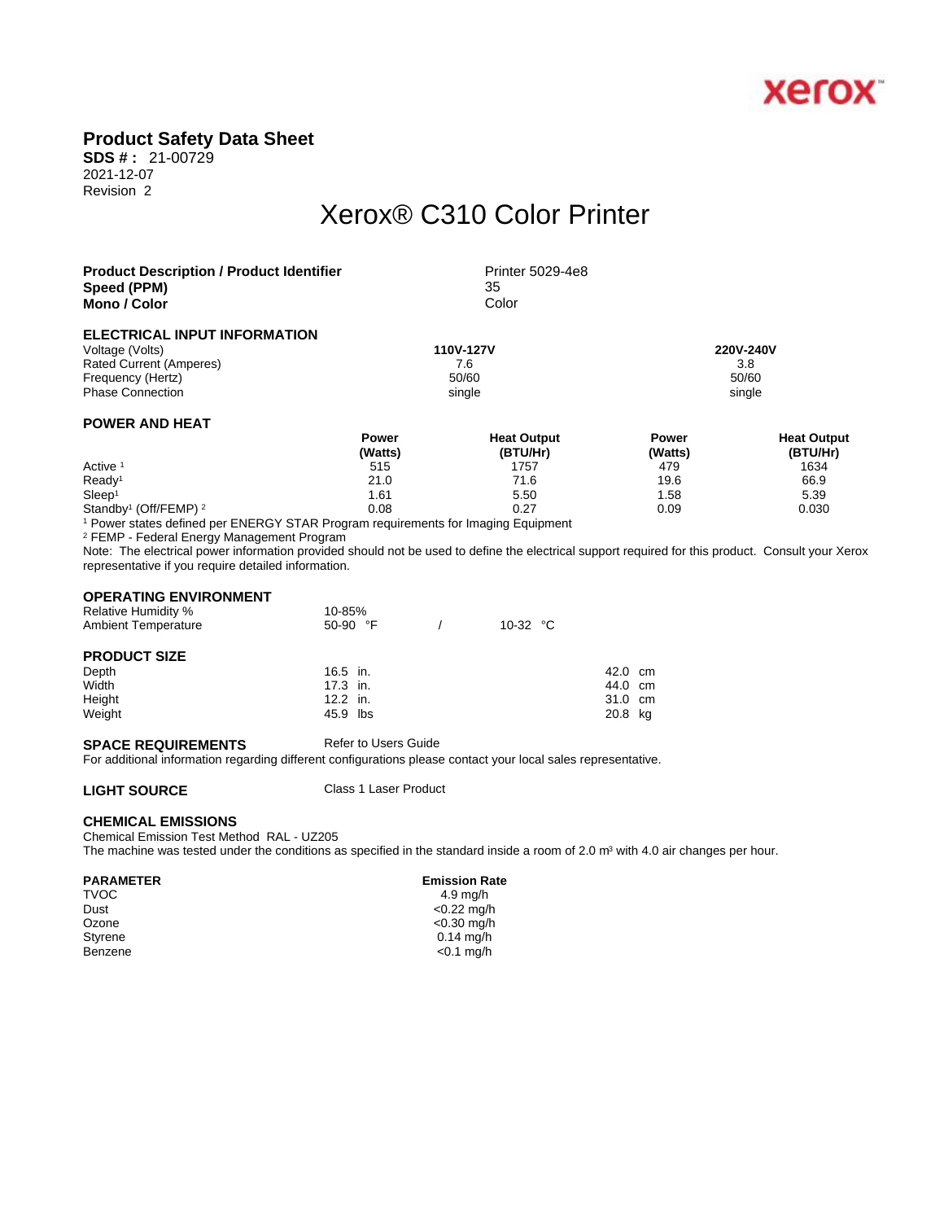xerox

# Product Safety Data Sheet

**SDS # :** 21-00729
2021-12-07
Revision 2

## Xerox® C310 Color Printer

| | |
|---|---|
| **Product Description / Product Identifier** | Printer 5029-4e8 |
| **Speed (PPM)** | 35 |
| **Mono / Color** | Color |

### ELECTRICAL INPUT INFORMATION

| | 110V-127V | 220V-240V |
|---|---|---|
| Voltage (Volts) | | |
| Rated Current (Amperes) | 7.6 | 3.8 |
| Frequency (Hertz) | 50/60 | 50/60 |
| Phase Connection | single | single |

### POWER AND HEAT

| | Power (Watts) | Heat Output (BTU/Hr) | Power (Watts) | Heat Output (BTU/Hr) |
|---|---|---|---|---|
| Active [1] | 515 | 1757 | 479 | 1634 |
| Ready[1] | 21.0 | 71.6 | 19.6 | 66.9 |
| Sleep[1] | 1.61 | 5.50 | 1.58 | 5.39 |
| Standby[1] (Off/FEMP) [2] | 0.08 | 0.27 | 0.09 | 0.030 |

[1] Power states defined per ENERGY STAR Program requirements for Imaging Equipment
[2] FEMP - Federal Energy Management Program
Note: The electrical power information provided should not be used to define the electrical support required for this product. Consult your Xerox representative if you require detailed information.

### OPERATING ENVIRONMENT

| | | |
|---|---|---|
| Relative Humidity % | 10-85% | |
| Ambient Temperature | 50-90 °F | 10-32 °C |

### PRODUCT SIZE

| | | |
|---|---|---|
| Depth | 16.5 in. | 42.0 cm |
| Width | 17.3 in. | 44.0 cm |
| Height | 12.2 in. | 31.0 cm |
| Weight | 45.9 lbs | 20.8 kg |

**SPACE REQUIREMENTS** Refer to Users Guide
For additional information regarding different configurations please contact your local sales representative.

**LIGHT SOURCE** Class 1 Laser Product

### CHEMICAL EMISSIONS

Chemical Emission Test Method RAL - UZ205
The machine was tested under the conditions as specified in the standard inside a room of 2.0 $m^3$ with 4.0 air changes per hour.

| PARAMETER | Emission Rate |
|---|---|
| TVOC | 4.9 mg/h |
| Dust | <0.22 mg/h |
| Ozone | <0.30 mg/h |
| Styrene | 0.14 mg/h |
| Benzene | <0.1 mg/h |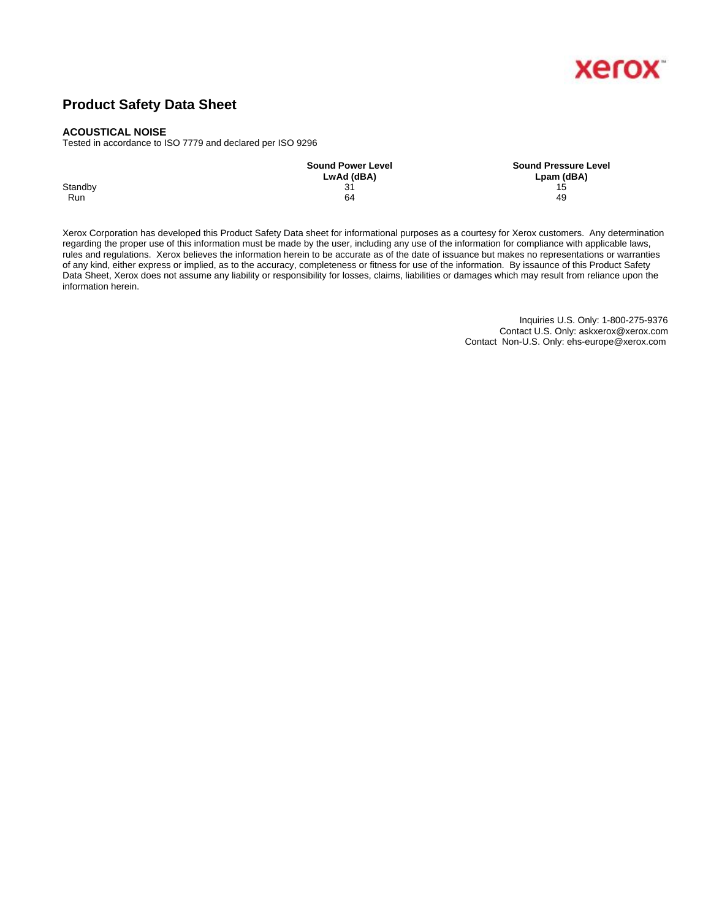# Product Safety Data Sheet

### ACOUSTICAL NOISE

Tested in accordance to ISO 7779 and declared per ISO 9296

| | Sound Power Level LwAd (dBA) | Sound Pressure Level Lpam (dBA) |
| --- | --- | --- |
| Standby | 31 | 15 |
| Run | 64 | 49 |

Xerox Corporation has developed this Product Safety Data sheet for informational purposes as a courtesy for Xerox customers. Any determination regarding the proper use of this information must be made by the user, including any use of the information for compliance with applicable laws, rules and regulations. Xerox believes the information herein to be accurate as of the date of issuance but makes no representations or warranties of any kind, either express or implied, as to the accuracy, completeness or fitness for use of the information. By issuance of this Product Safety Data Sheet, Xerox does not assume any liability or responsibility for losses, claims, liabilities or damages which may result from reliance upon the information herein.

Inquiries U.S. Only: 1-800-275-9376
Contact U.S. Only: askxerox@xerox.com
Contact Non-U.S. Only: ehs-europe@xerox.com